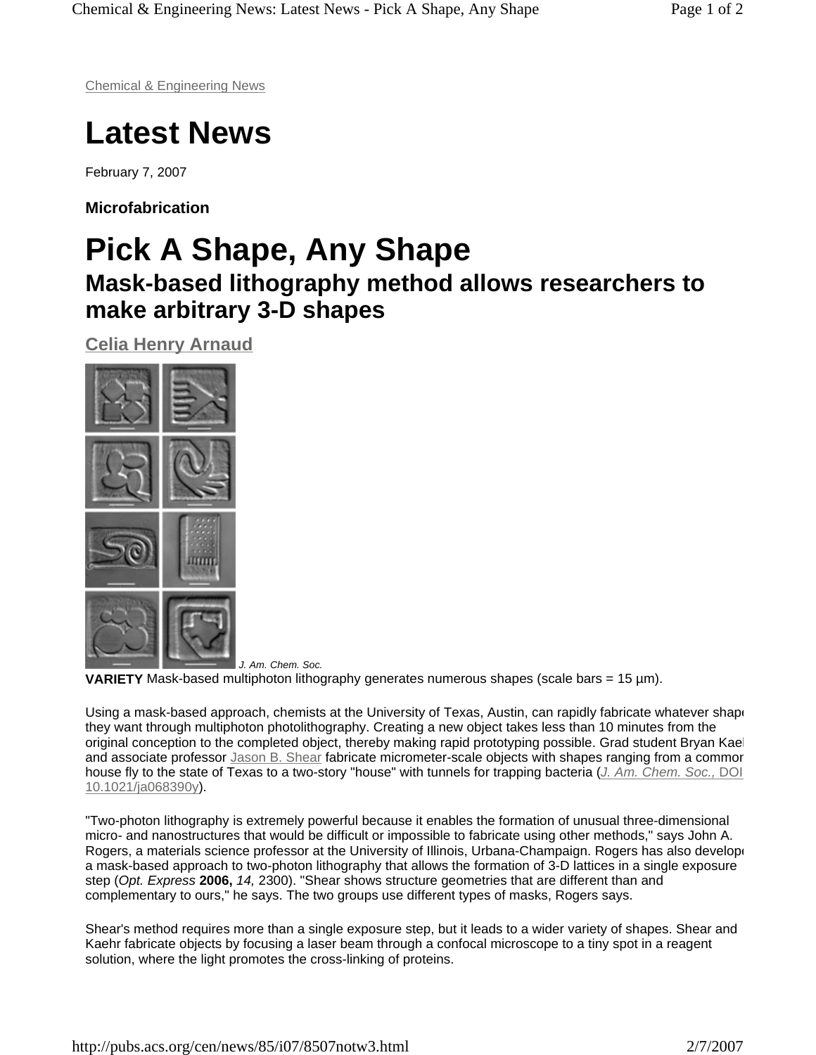Chemical & Engineering News

# Latest News

February 7, 2007

**Microfabrication**

# Pick A Shape, Any Shape

## Mask-based lithography method allows researchers to make arbitrary 3-D shapes

**Celia Henry Arnaud**

*J. Am. Chem. Soc.*

**VARIETY** Mask-based multiphoton lithography generates numerous shapes (scale bars = 15 µm).

Using a mask-based approach, chemists at the University of Texas, Austin, can rapidly fabricate whatever shape they want through multiphoton photolithography. Creating a new object takes less than 10 minutes from the original conception to the completed object, thereby making rapid prototyping possible. Grad student Bryan Kaehr and associate professor Jason B. Shear fabricate micrometer-scale objects with shapes ranging from a common house fly to the state of Texas to a two-story "house" with tunnels for trapping bacteria (*J. Am. Chem. Soc.*, DOI 10.1021/ja068390y).

"Two-photon lithography is extremely powerful because it enables the formation of unusual three-dimensional micro- and nanostructures that would be difficult or impossible to fabricate using other methods," says John A. Rogers, a materials science professor at the University of Illinois, Urbana-Champaign. Rogers has also developed a mask-based approach to two-photon lithography that allows the formation of 3-D lattices in a single exposure step (*Opt. Express* **2006,** *14,* 2300). "Shear shows structure geometries that are different than and complementary to ours," he says. The two groups use different types of masks, Rogers says.

Shear's method requires more than a single exposure step, but it leads to a wider variety of shapes. Shear and Kaehr fabricate objects by focusing a laser beam through a confocal microscope to a tiny spot in a reagent solution, where the light promotes the cross-linking of proteins.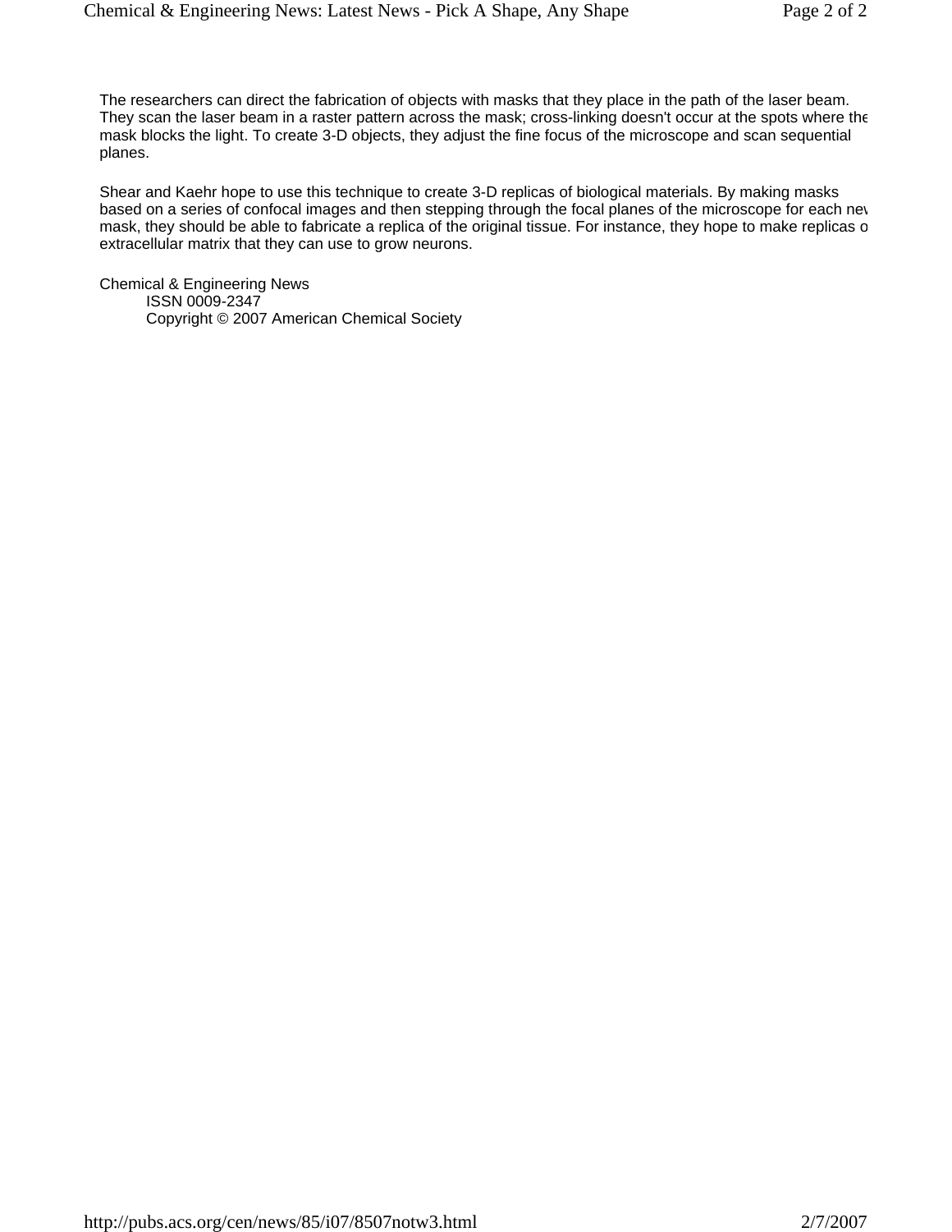The researchers can direct the fabrication of objects with masks that they place in the path of the laser beam. They scan the laser beam in a raster pattern across the mask; cross-linking doesn't occur at the spots where the mask blocks the light. To create 3-D objects, they adjust the fine focus of the microscope and scan sequential planes.

Shear and Kaehr hope to use this technique to create 3-D replicas of biological materials. By making masks based on a series of confocal images and then stepping through the focal planes of the microscope for each new mask, they should be able to fabricate a replica of the original tissue. For instance, they hope to make replicas of extracellular matrix that they can use to grow neurons.

Chemical & Engineering News
ISSN 0009-2347
Copyright © 2007 American Chemical Society